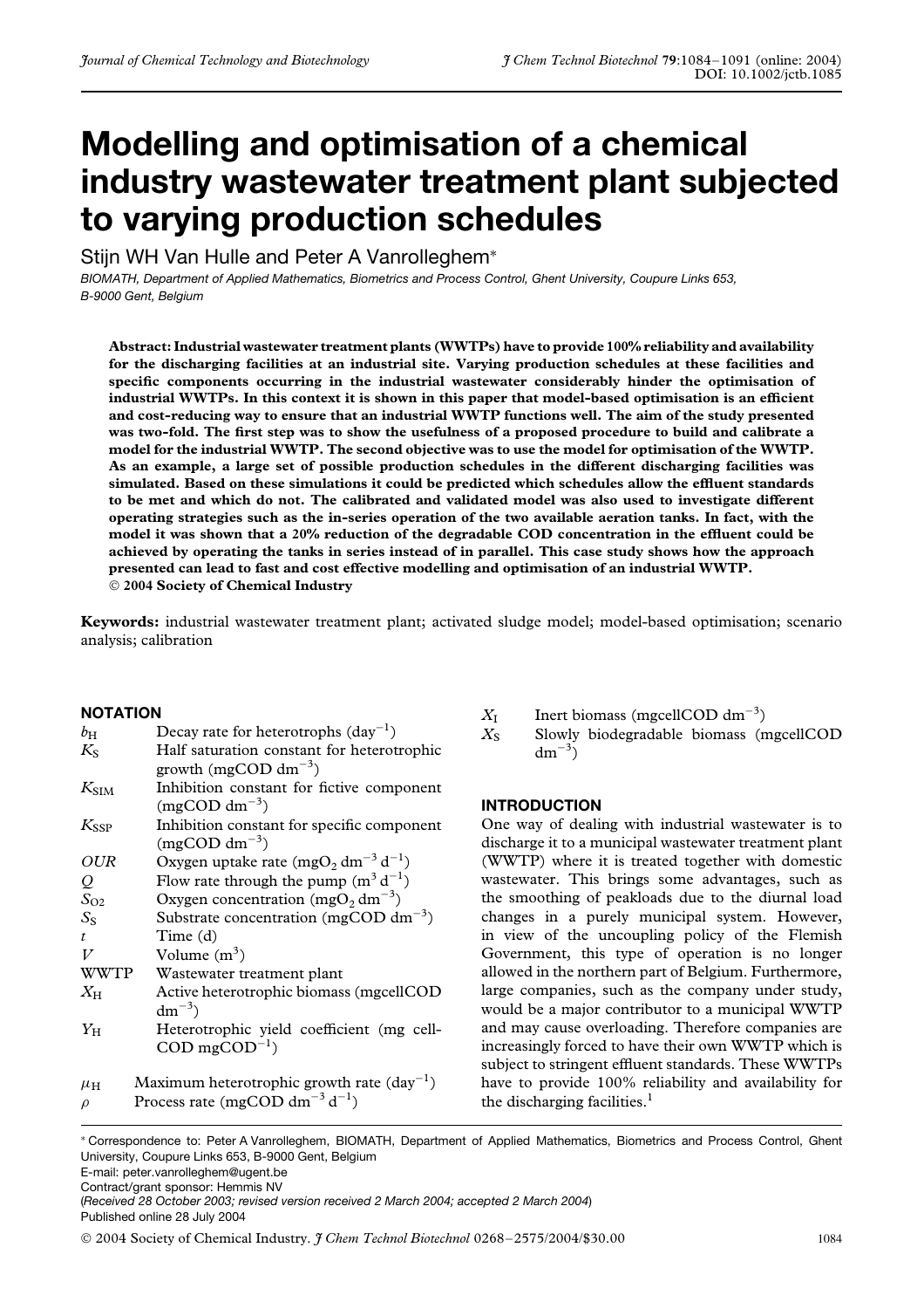# Modelling and optimisation of a chemical industry wastewater treatment plant subjected to varying production schedules

Stijn WH Van Hulle and Peter A Vanrolleghem*

*BIOMATH, Department of Applied Mathematics, Biometrics and Process Control, Ghent University, Coupure Links 653, B-9000 Gent, Belgium*

**Abstract: Industrial wastewater treatment plants (WWTPs) have to provide 100% reliability and availability for the discharging facilities at an industrial site. Varying production schedules at these facilities and specific components occurring in the industrial wastewater considerably hinder the optimisation of industrial WWTPs. In this context it is shown in this paper that model-based optimisation is an efficient and cost-reducing way to ensure that an industrial WWTP functions well. The aim of the study presented was two-fold. The first step was to show the usefulness of a proposed procedure to build and calibrate a model for the industrial WWTP. The second objective was to use the model for optimisation of the WWTP. As an example, a large set of possible production schedules in the different discharging facilities was simulated. Based on these simulations it could be predicted which schedules allow the effluent standards to be met and which do not. The calibrated and validated model was also used to investigate different operating strategies such as the in-series operation of the two available aeration tanks. In fact, with the model it was shown that a 20% reduction of the degradable COD concentration in the effluent could be achieved by operating the tanks in series instead of in parallel. This case study shows how the approach presented can lead to fast and cost effective modelling and optimisation of an industrial WWTP.**
**© 2004 Society of Chemical Industry**

**Keywords:** industrial wastewater treatment plant; activated sludge model; model-based optimisation; scenario analysis; calibration

## NOTATION

| | |
|---|---|
| $b_H$ | Decay rate for heterotrophs (day$^{-1}$) |
| $K_S$ | Half saturation constant for heterotrophic growth (mgCOD dm$^{-3}$) |
| $K_{SIM}$ | Inhibition constant for fictive component (mgCOD dm$^{-3}$) |
| $K_{SSP}$ | Inhibition constant for specific component (mgCOD dm$^{-3}$) |
| $OUR$ | Oxygen uptake rate (mgO$_2$ dm$^{-3}$ d$^{-1}$) |
| $Q$ | Flow rate through the pump (m$^3$ d$^{-1}$) |
| $S_{O2}$ | Oxygen concentration (mgO$_2$ dm$^{-3}$) |
| $S_S$ | Substrate concentration (mgCOD dm$^{-3}$) |
| $t$ | Time (d) |
| $V$ | Volume (m$^3$) |
| WWTP | Wastewater treatment plant |
| $X_H$ | Active heterotrophic biomass (mgcellCOD dm$^{-3}$) |
| $Y_H$ | Heterotrophic yield coefficient (mg cell-COD mgCOD$^{-1}$) |
| $\mu_H$ | Maximum heterotrophic growth rate (day$^{-1}$) |
| $\rho$ | Process rate (mgCOD dm$^{-3}$ d$^{-1}$) |
| $X_I$ | Inert biomass (mgcellCOD dm$^{-3}$) |
| $X_S$ | Slowly biodegradable biomass (mgcellCOD dm$^{-3}$) |

## INTRODUCTION

One way of dealing with industrial wastewater is to discharge it to a municipal wastewater treatment plant (WWTP) where it is treated together with domestic wastewater. This brings some advantages, such as the smoothing of peakloads due to the diurnal load changes in a purely municipal system. However, in view of the uncoupling policy of the Flemish Government, this type of operation is no longer allowed in the northern part of Belgium. Furthermore, large companies, such as the company under study, would be a major contributor to a municipal WWTP and may cause overloading. Therefore companies are increasingly forced to have their own WWTP which is subject to stringent effluent standards. These WWTPs have to provide 100% reliability and availability for the discharging facilities.[1]

* Correspondence to: Peter A Vanrolleghem, BIOMATH, Department of Applied Mathematics, Biometrics and Process Control, Ghent University, Coupure Links 653, B-9000 Gent, Belgium
E-mail: peter.vanrolleghem@ugent.be
Contract/grant sponsor: Hemmis NV
(*Received 28 October 2003; revised version received 2 March 2004; accepted 2 March 2004*)
Published online 28 July 2004

© 2004 Society of Chemical Industry. *J Chem Technol Biotechnol* 0268–2575/2004/$30.00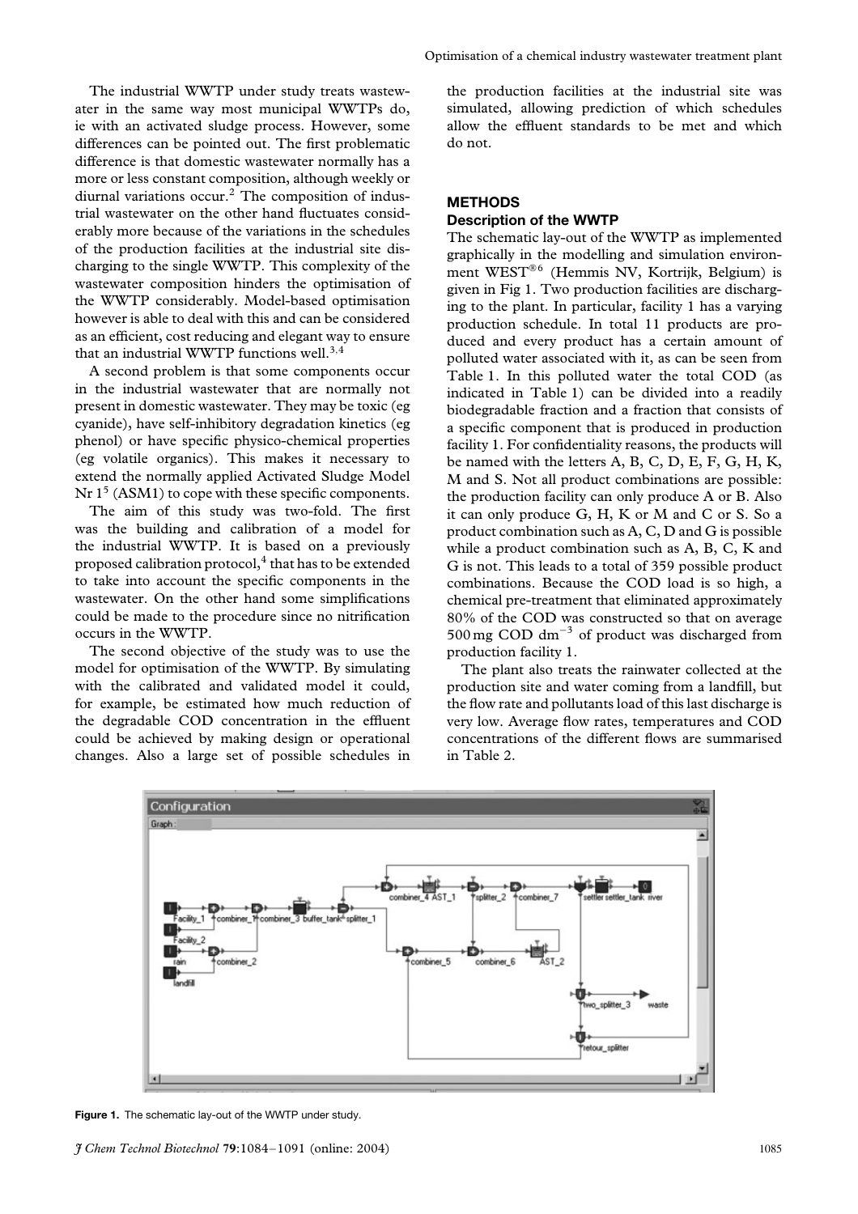The industrial WWTP under study treats wastewater in the same way most municipal WWTPs do, ie with an activated sludge process. However, some differences can be pointed out. The first problematic difference is that domestic wastewater normally has a more or less constant composition, although weekly or diurnal variations occur.[2] The composition of industrial wastewater on the other hand fluctuates considerably more because of the variations in the schedules of the production facilities at the industrial site discharging to the single WWTP. This complexity of the wastewater composition hinders the optimisation of the WWTP considerably. Model-based optimisation however is able to deal with this and can be considered as an efficient, cost reducing and elegant way to ensure that an industrial WWTP functions well.[3,4]

A second problem is that some components occur in the industrial wastewater that are normally not present in domestic wastewater. They may be toxic (eg cyanide), have self-inhibitory degradation kinetics (eg phenol) or have specific physico-chemical properties (eg volatile organics). This makes it necessary to extend the normally applied Activated Sludge Model Nr 1[5] (ASM1) to cope with these specific components.

The aim of this study was two-fold. The first was the building and calibration of a model for the industrial WWTP. It is based on a previously proposed calibration protocol,[4] that has to be extended to take into account the specific components in the wastewater. On the other hand some simplifications could be made to the procedure since no nitrification occurs in the WWTP.

The second objective of the study was to use the model for optimisation of the WWTP. By simulating with the calibrated and validated model it could, for example, be estimated how much reduction of the degradable COD concentration in the effluent could be achieved by making design or operational changes. Also a large set of possible schedules in the production facilities at the industrial site was simulated, allowing prediction of which schedules allow the effluent standards to be met and which do not.

## METHODS

### Description of the WWTP

The schematic lay-out of the WWTP as implemented graphically in the modelling and simulation environment WEST®[6] (Hemmis NV, Kortrijk, Belgium) is given in Fig 1. Two production facilities are discharging to the plant. In particular, facility 1 has a varying production schedule. In total 11 products are produced and every product has a certain amount of polluted water associated with it, as can be seen from Table 1. In this polluted water the total COD (as indicated in Table 1) can be divided into a readily biodegradable fraction and a fraction that consists of a specific component that is produced in production facility 1. For confidentiality reasons, the products will be named with the letters A, B, C, D, E, F, G, H, K, M and S. Not all product combinations are possible: the production facility can only produce A or B. Also it can only produce G, H, K or M and C or S. So a product combination such as A, C, D and G is possible while a product combination such as A, B, C, K and G is not. This leads to a total of 359 possible product combinations. Because the COD load is so high, a chemical pre-treatment that eliminated approximately 80% of the COD was constructed so that on average 500 mg COD $dm^{-3}$ of product was discharged from production facility 1.

The plant also treats the rainwater collected at the production site and water coming from a landfill, but the flow rate and pollutants load of this last discharge is very low. Average flow rates, temperatures and COD concentrations of the different flows are summarised in Table 2.

**Figure 1.** The schematic lay-out of the WWTP under study.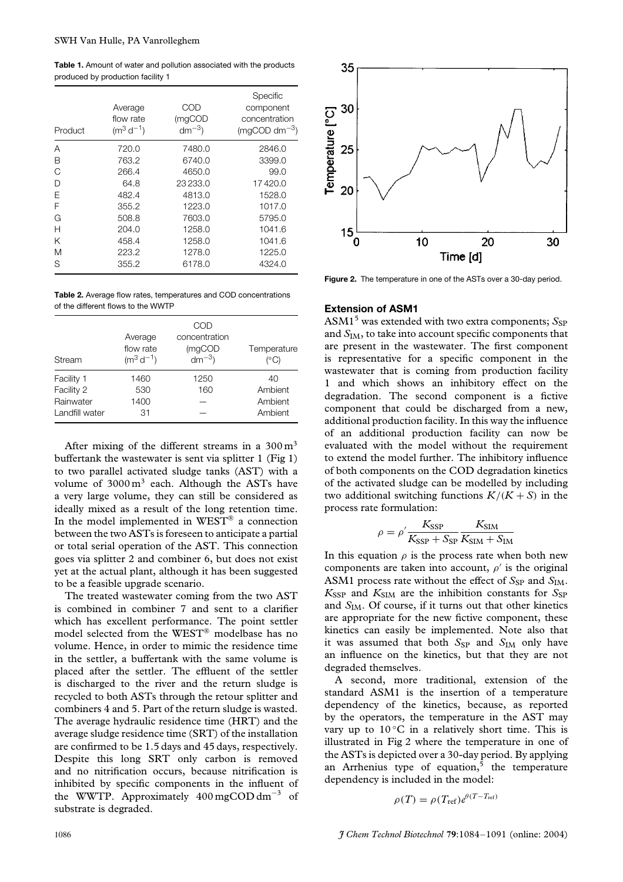**Table 1.** Amount of water and pollution associated with the products produced by production facility 1

| Product | Average flow rate ($m^3\,d^{-1}$) | COD (mgCOD $dm^{-3}$) | Specific component concentration (mgCOD $dm^{-3}$) |
|---|---|---|---|
| A | 720.0 | 7480.0 | 2846.0 |
| B | 763.2 | 6740.0 | 3399.0 |
| C | 266.4 | 4650.0 | 99.0 |
| D | 64.8 | 23 233.0 | 17 420.0 |
| E | 482.4 | 4813.0 | 1528.0 |
| F | 355.2 | 1223.0 | 1017.0 |
| G | 508.8 | 7603.0 | 5795.0 |
| H | 204.0 | 1258.0 | 1041.6 |
| K | 458.4 | 1258.0 | 1041.6 |
| M | 223.2 | 1278.0 | 1225.0 |
| S | 355.2 | 6178.0 | 4324.0 |

**Table 2.** Average flow rates, temperatures and COD concentrations of the different flows to the WWTP

| Stream | Average flow rate ($m^3\,d^{-1}$) | COD concentration (mgCOD $dm^{-3}$) | Temperature (°C) |
|---|---|---|---|
| Facility 1 | 1460 | 1250 | 40 |
| Facility 2 | 530 | 160 | Ambient |
| Rainwater | 1400 | — | Ambient |
| Landfill water | 31 | — | Ambient |

After mixing of the different streams in a 300 $m^3$ buffertank the wastewater is sent via splitter 1 (Fig 1) to two parallel activated sludge tanks (AST) with a volume of 3000 $m^3$ each. Although the ASTs have a very large volume, they can still be considered as ideally mixed as a result of the long retention time. In the model implemented in WEST® a connection between the two ASTs is foreseen to anticipate a partial or total serial operation of the AST. This connection goes via splitter 2 and combiner 6, but does not exist yet at the actual plant, although it has been suggested to be a feasible upgrade scenario.

The treated wastewater coming from the two AST is combined in combiner 7 and sent to a clarifier which has excellent performance. The point settler model selected from the WEST® modelbase has no volume. Hence, in order to mimic the residence time in the settler, a buffertank with the same volume is placed after the settler. The effluent of the settler is discharged to the river and the return sludge is recycled to both ASTs through the retour splitter and combiners 4 and 5. Part of the return sludge is wasted. The average hydraulic residence time (HRT) and the average sludge residence time (SRT) of the installation are confirmed to be 1.5 days and 45 days, respectively. Despite this long SRT only carbon is removed and no nitrification occurs, because nitrification is inhibited by specific components in the influent of the WWTP. Approximately 400 mgCOD $dm^{-3}$ of substrate is degraded.

**Figure 2.** The temperature in one of the ASTs over a 30-day period.

### Extension of ASM1

ASM1[5] was extended with two extra components; $S_{SP}$ and $S_{IM}$, to take into account specific components that are present in the wastewater. The first component is representative for a specific component in the wastewater that is coming from production facility 1 and which shows an inhibitory effect on the degradation. The second component is a fictive component that could be discharged from a new, additional production facility. In this way the influence of an additional production facility can now be evaluated with the model without the requirement to extend the model further. The inhibitory influence of both components on the COD degradation kinetics of the activated sludge can be modelled by including two additional switching functions $K/(K+S)$ in the process rate formulation:

$$\rho = \rho' \frac{K_{SSP}}{K_{SSP} + S_{SP}} \frac{K_{SIM}}{K_{SIM} + S_{IM}}$$

In this equation $\rho$ is the process rate when both new components are taken into account, $\rho'$ is the original ASM1 process rate without the effect of $S_{SP}$ and $S_{IM}$. $K_{SSP}$ and $K_{SIM}$ are the inhibition constants for $S_{SP}$ and $S_{IM}$. Of course, if it turns out that other kinetics are appropriate for the new fictive component, these kinetics can easily be implemented. Note also that it was assumed that both $S_{SP}$ and $S_{IM}$ only have an influence on the kinetics, but that they are not degraded themselves.

A second, more traditional, extension of the standard ASM1 is the insertion of a temperature dependency of the kinetics, because, as reported by the operators, the temperature in the AST may vary up to 10 °C in a relatively short time. This is illustrated in Fig 2 where the temperature in one of the ASTs is depicted over a 30-day period. By applying an Arrhenius type of equation,[5] the temperature dependency is included in the model:

$$\rho(T) = \rho(T_{ref}) e^{\theta(T - T_{ref})}$$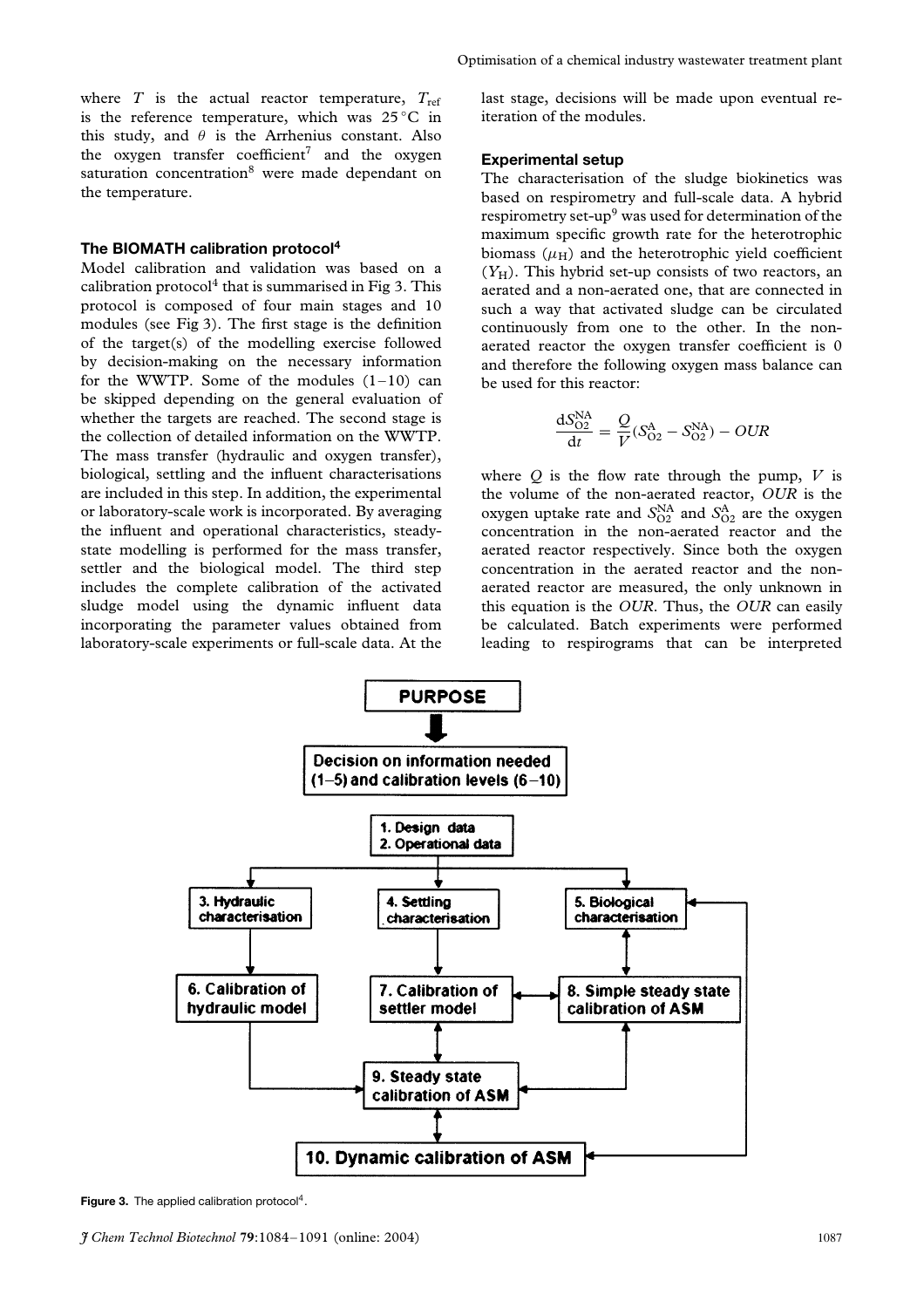where $T$ is the actual reactor temperature, $T_{ref}$ is the reference temperature, which was 25 °C in this study, and $\theta$ is the Arrhenius constant. Also the oxygen transfer coefficient[7] and the oxygen saturation concentration[8] were made dependant on the temperature.

### The BIOMATH calibration protocol[4]

Model calibration and validation was based on a calibration protocol[4] that is summarised in Fig 3. This protocol is composed of four main stages and 10 modules (see Fig 3). The first stage is the definition of the target(s) of the modelling exercise followed by decision-making on the necessary information for the WWTP. Some of the modules (1–10) can be skipped depending on the general evaluation of whether the targets are reached. The second stage is the collection of detailed information on the WWTP. The mass transfer (hydraulic and oxygen transfer), biological, settling and the influent characterisations are included in this step. In addition, the experimental or laboratory-scale work is incorporated. By averaging the influent and operational characteristics, steady-state modelling is performed for the mass transfer, settler and the biological model. The third step includes the complete calibration of the activated sludge model using the dynamic influent data incorporating the parameter values obtained from laboratory-scale experiments or full-scale data. At the last stage, decisions will be made upon eventual re-iteration of the modules.

### Experimental setup

The characterisation of the sludge biokinetics was based on respirometry and full-scale data. A hybrid respirometry set-up[9] was used for determination of the maximum specific growth rate for the heterotrophic biomass ($\mu_H$) and the heterotrophic yield coefficient ($Y_H$). This hybrid set-up consists of two reactors, an aerated and a non-aerated one, that are connected in such a way that activated sludge can be circulated continuously from one to the other. In the non-aerated reactor the oxygen transfer coefficient is 0 and therefore the following oxygen mass balance can be used for this reactor:

$$\frac{dS_{O2}^{NA}}{dt} = \frac{Q}{V}(S_{O2}^{A} - S_{O2}^{NA}) - OUR$$

where $Q$ is the flow rate through the pump, $V$ is the volume of the non-aerated reactor, $OUR$ is the oxygen uptake rate and $S_{O2}^{NA}$ and $S_{O2}^{A}$ are the oxygen concentration in the non-aerated reactor and the aerated reactor respectively. Since both the oxygen concentration in the aerated reactor and the non-aerated reactor are measured, the only unknown in this equation is the $OUR$. Thus, the $OUR$ can easily be calculated. Batch experiments were performed leading to respirograms that can be interpreted

**PURPOSE**

↓

**Decision on information needed (1–5) and calibration levels (6–10)**

**1. Design data**
**2. Operational data**

**3. Hydraulic characterisation** | **4. Settling characterisation** | **5. Biological characterisation**

**6. Calibration of hydraulic model** | **7. Calibration of settler model** | **8. Simple steady state calibration of ASM**

**9. Steady state calibration of ASM**

**10. Dynamic calibration of ASM**

**Figure 3.** The applied calibration protocol[4].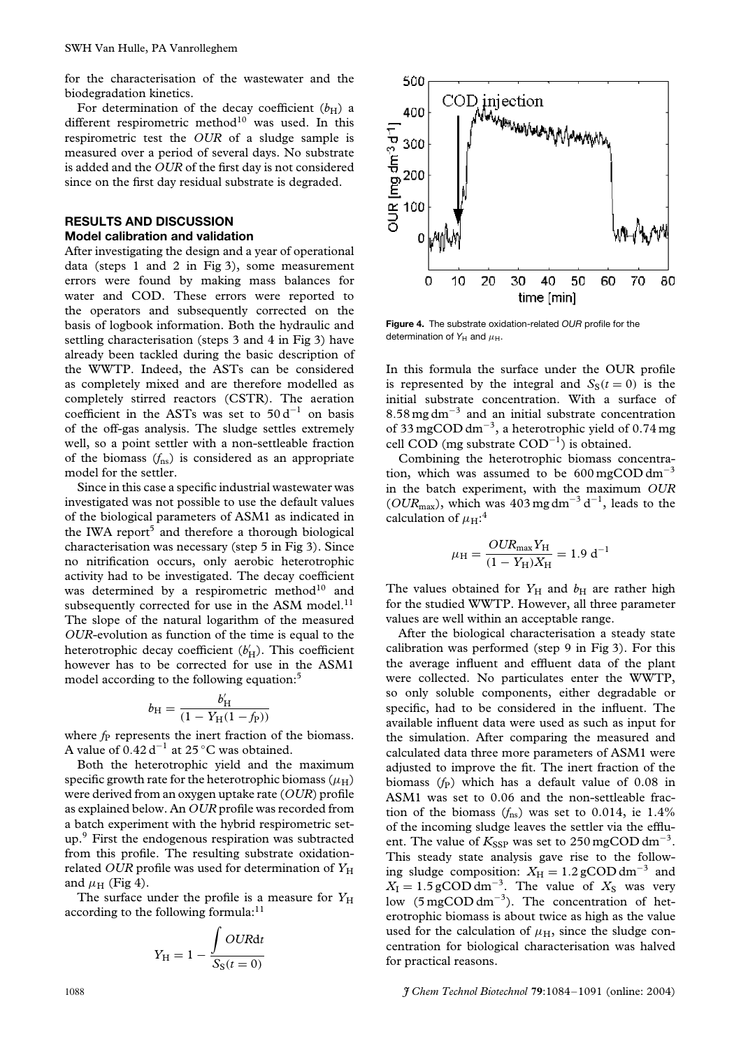for the characterisation of the wastewater and the biodegradation kinetics.

For determination of the decay coefficient ($b_H$) a different respirometric method[10] was used. In this respirometric test the *OUR* of a sludge sample is measured over a period of several days. No substrate is added and the *OUR* of the first day is not considered since on the first day residual substrate is degraded.

## RESULTS AND DISCUSSION

### Model calibration and validation

After investigating the design and a year of operational data (steps 1 and 2 in Fig 3), some measurement errors were found by making mass balances for water and COD. These errors were reported to the operators and subsequently corrected on the basis of logbook information. Both the hydraulic and settling characterisation (steps 3 and 4 in Fig 3) have already been tackled during the basic description of the WWTP. Indeed, the ASTs can be considered as completely mixed and are therefore modelled as completely stirred reactors (CSTR). The aeration coefficient in the ASTs was set to $50\,\mathrm{d}^{-1}$ on basis of the off-gas analysis. The sludge settles extremely well, so a point settler with a non-settleable fraction of the biomass ($f_{ns}$) is considered as an appropriate model for the settler.

Since in this case a specific industrial wastewater was investigated was not possible to use the default values of the biological parameters of ASM1 as indicated in the IWA report[5] and therefore a thorough biological characterisation was necessary (step 5 in Fig 3). Since no nitrification occurs, only aerobic heterotrophic activity had to be investigated. The decay coefficient was determined by a respirometric method[10] and subsequently corrected for use in the ASM model.[11] The slope of the natural logarithm of the measured *OUR*-evolution as function of the time is equal to the heterotrophic decay coefficient ($b'_H$). This coefficient however has to be corrected for use in the ASM1 model according to the following equation:[5]

$$b_H = \frac{b'_H}{(1 - Y_H(1 - f_P))}$$

where $f_P$ represents the inert fraction of the biomass. A value of $0.42\,\mathrm{d}^{-1}$ at 25 °C was obtained.

Both the heterotrophic yield and the maximum specific growth rate for the heterotrophic biomass ($\mu_H$) were derived from an oxygen uptake rate (*OUR*) profile as explained below. An *OUR* profile was recorded from a batch experiment with the hybrid respirometric set-up.[9] First the endogenous respiration was subtracted from this profile. The resulting substrate oxidation-related *OUR* profile was used for determination of $Y_H$ and $\mu_H$ (Fig 4).

The surface under the profile is a measure for $Y_H$ according to the following formula:[11]

$$Y_H = 1 - \frac{\int OUR\mathrm{d}t}{S_S(t=0)}$$

Figure 4. The substrate oxidation-related *OUR* profile for the determination of $Y_H$ and $\mu_H$.

In this formula the surface under the OUR profile is represented by the integral and $S_S(t=0)$ is the initial substrate concentration. With a surface of $8.58\,\mathrm{mg\,dm^{-3}}$ and an initial substrate concentration of $33\,\mathrm{mgCOD\,dm^{-3}}$, a heterotrophic yield of 0.74 mg cell COD (mg substrate $\mathrm{COD}^{-1}$) is obtained.

Combining the heterotrophic biomass concentration, which was assumed to be $600\,\mathrm{mgCOD\,dm^{-3}}$ in the batch experiment, with the maximum *OUR* ($OUR_{max}$), which was $403\,\mathrm{mg\,dm^{-3}\,d^{-1}}$, leads to the calculation of $\mu_H$:[4]

$$\mu_H = \frac{OUR_{max} Y_H}{(1 - Y_H)X_H} = 1.9\,\mathrm{d}^{-1}$$

The values obtained for $Y_H$ and $b_H$ are rather high for the studied WWTP. However, all three parameter values are well within an acceptable range.

After the biological characterisation a steady state calibration was performed (step 9 in Fig 3). For this the average influent and effluent data of the plant were collected. No particulates enter the WWTP, so only soluble components, either degradable or specific, had to be considered in the influent. The available influent data were used as such as input for the simulation. After comparing the measured and calculated data three more parameters of ASM1 were adjusted to improve the fit. The inert fraction of the biomass ($f_P$) which has a default value of 0.08 in ASM1 was set to 0.06 and the non-settleable fraction of the biomass ($f_{ns}$) was set to 0.014, ie 1.4% of the incoming sludge leaves the settler via the effluent. The value of $K_{SSP}$ was set to $250\,\mathrm{mgCOD\,dm^{-3}}$. This steady state analysis gave rise to the following sludge composition: $X_H = 1.2\,\mathrm{gCOD\,dm^{-3}}$ and $X_I = 1.5\,\mathrm{gCOD\,dm^{-3}}$. The value of $X_S$ was very low ($5\,\mathrm{mgCOD\,dm^{-3}}$). The concentration of heterotrophic biomass is about twice as high as the value used for the calculation of $\mu_H$, since the sludge concentration for biological characterisation was halved for practical reasons.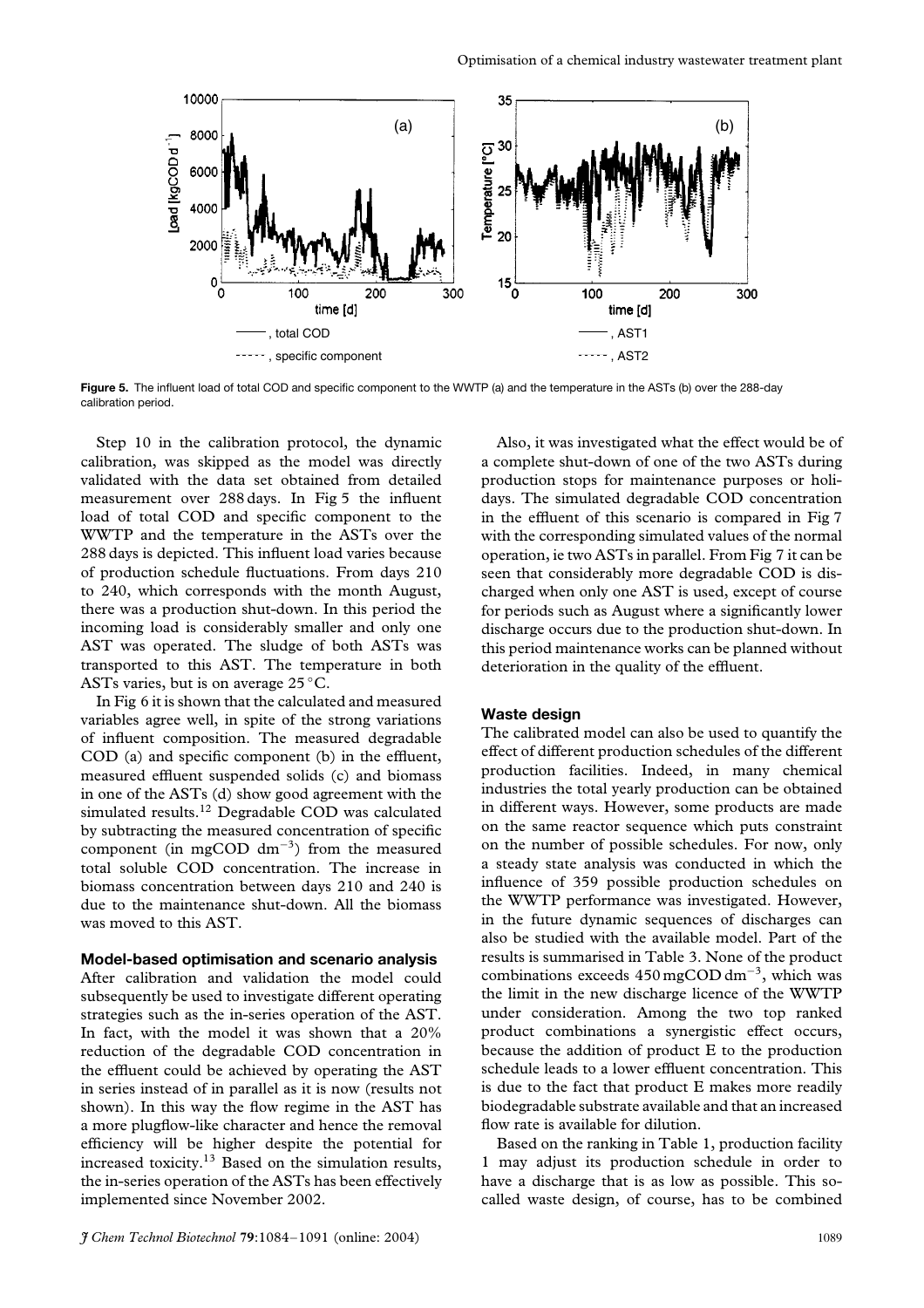**Figure 5.** The influent load of total COD and specific component to the WWTP (a) and the temperature in the ASTs (b) over the 288-day calibration period.

Step 10 in the calibration protocol, the dynamic calibration, was skipped as the model was directly validated with the data set obtained from detailed measurement over 288 days. In Fig 5 the influent load of total COD and specific component to the WWTP and the temperature in the ASTs over the 288 days is depicted. This influent load varies because of production schedule fluctuations. From days 210 to 240, which corresponds with the month August, there was a production shut-down. In this period the incoming load is considerably smaller and only one AST was operated. The sludge of both ASTs was transported to this AST. The temperature in both ASTs varies, but is on average 25 °C.

In Fig 6 it is shown that the calculated and measured variables agree well, in spite of the strong variations of influent composition. The measured degradable COD (a) and specific component (b) in the effluent, measured effluent suspended solids (c) and biomass in one of the ASTs (d) show good agreement with the simulated results.[12] Degradable COD was calculated by subtracting the measured concentration of specific component (in mgCOD $dm^{-3}$) from the measured total soluble COD concentration. The increase in biomass concentration between days 210 and 240 is due to the maintenance shut-down. All the biomass was moved to this AST.

### Model-based optimisation and scenario analysis

After calibration and validation the model could subsequently be used to investigate different operating strategies such as the in-series operation of the AST. In fact, with the model it was shown that a 20% reduction of the degradable COD concentration in the effluent could be achieved by operating the AST in series instead of in parallel as it is now (results not shown). In this way the flow regime in the AST has a more plugflow-like character and hence the removal efficiency will be higher despite the potential for increased toxicity.[13] Based on the simulation results, the in-series operation of the ASTs has been effectively implemented since November 2002.

Also, it was investigated what the effect would be of a complete shut-down of one of the two ASTs during production stops for maintenance purposes or holidays. The simulated degradable COD concentration in the effluent of this scenario is compared in Fig 7 with the corresponding simulated values of the normal operation, ie two ASTs in parallel. From Fig 7 it can be seen that considerably more degradable COD is discharged when only one AST is used, except of course for periods such as August where a significantly lower discharge occurs due to the production shut-down. In this period maintenance works can be planned without deterioration in the quality of the effluent.

### Waste design

The calibrated model can also be used to quantify the effect of different production schedules of the different production facilities. Indeed, in many chemical industries the total yearly production can be obtained in different ways. However, some products are made on the same reactor sequence which puts constraint on the number of possible schedules. For now, only a steady state analysis was conducted in which the influence of 359 possible production schedules on the WWTP performance was investigated. However, in the future dynamic sequences of discharges can also be studied with the available model. Part of the results is summarised in Table 3. None of the product combinations exceeds 450 mgCOD $dm^{-3}$, which was the limit in the new discharge licence of the WWTP under consideration. Among the two top ranked product combinations a synergistic effect occurs, because the addition of product E to the production schedule leads to a lower effluent concentration. This is due to the fact that product E makes more readily biodegradable substrate available and that an increased flow rate is available for dilution.

Based on the ranking in Table 1, production facility 1 may adjust its production schedule in order to have a discharge that is as low as possible. This so-called waste design, of course, has to be combined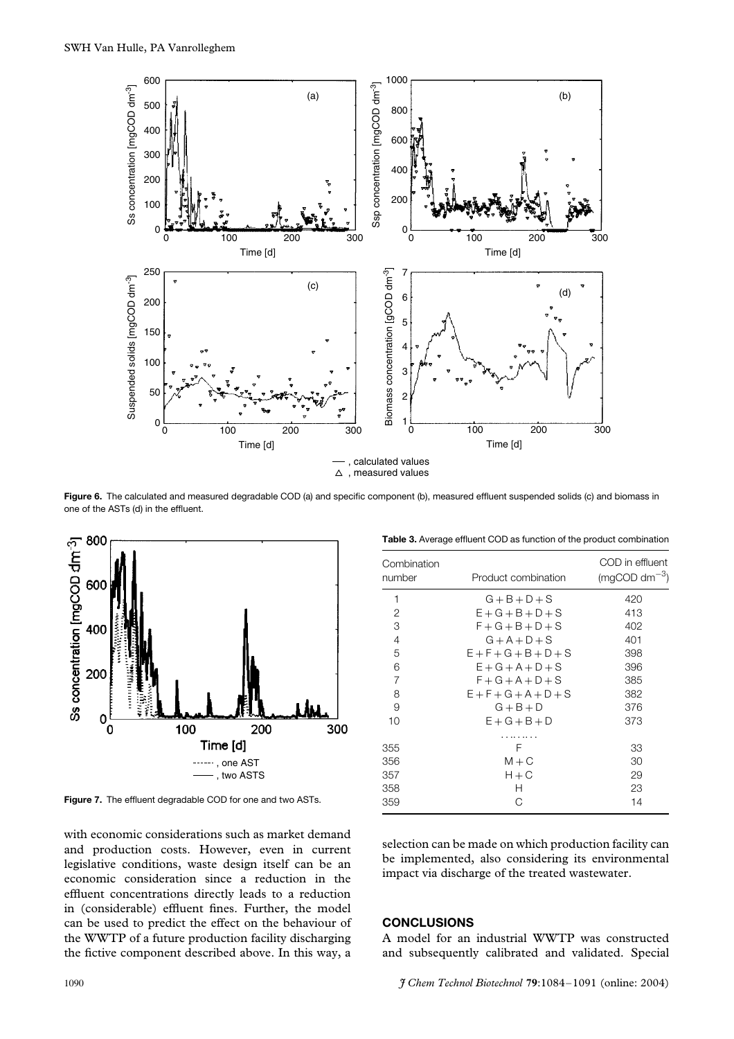**Figure 6.** The calculated and measured degradable COD (a) and specific component (b), measured effluent suspended solids (c) and biomass in one of the ASTs (d) in the effluent.

**Figure 7.** The effluent degradable COD for one and two ASTs.

**Table 3.** Average effluent COD as function of the product combination

| Combination number | Product combination | COD in effluent (mgCOD $dm^{-3}$) |
|---|---|---|
| 1 | G + B + D + S | 420 |
| 2 | E + G + B + D + S | 413 |
| 3 | F + G + B + D + S | 402 |
| 4 | G + A + D + S | 401 |
| 5 | E + F + G + B + D + S | 398 |
| 6 | E + G + A + D + S | 396 |
| 7 | F + G + A + D + S | 385 |
| 8 | E + F + G + A + D + S | 382 |
| 9 | G + B + D | 376 |
| 10 | E + G + B + D | 373 |
| | . . . . . . . . | |
| 355 | F | 33 |
| 356 | M + C | 30 |
| 357 | H + C | 29 |
| 358 | H | 23 |
| 359 | C | 14 |

with economic considerations such as market demand and production costs. However, even in current legislative conditions, waste design itself can be an economic consideration since a reduction in the effluent concentrations directly leads to a reduction in (considerable) effluent fines. Further, the model can be used to predict the effect on the behaviour of the WWTP of a future production facility discharging the fictive component described above. In this way, a selection can be made on which production facility can be implemented, also considering its environmental impact via discharge of the treated wastewater.

## CONCLUSIONS

A model for an industrial WWTP was constructed and subsequently calibrated and validated. Special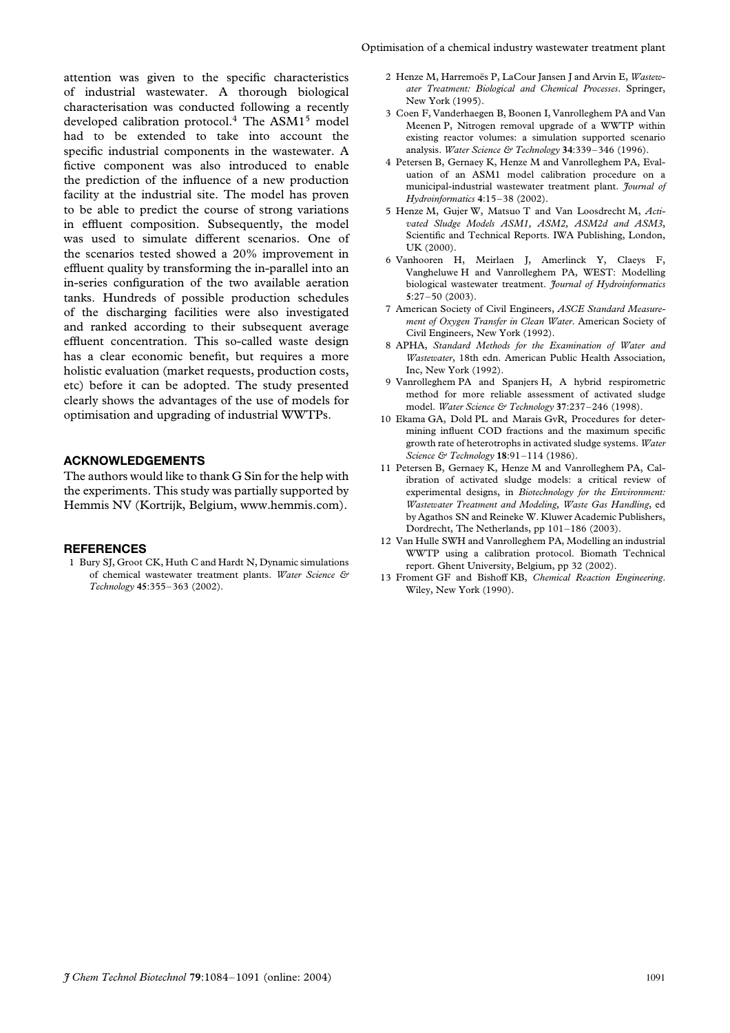attention was given to the specific characteristics of industrial wastewater. A thorough biological characterisation was conducted following a recently developed calibration protocol.[4] The ASM1[5] model had to be extended to take into account the specific industrial components in the wastewater. A fictive component was also introduced to enable the prediction of the influence of a new production facility at the industrial site. The model has proven to be able to predict the course of strong variations in effluent composition. Subsequently, the model was used to simulate different scenarios. One of the scenarios tested showed a 20% improvement in effluent quality by transforming the in-parallel into an in-series configuration of the two available aeration tanks. Hundreds of possible production schedules of the discharging facilities were also investigated and ranked according to their subsequent average effluent concentration. This so-called waste design has a clear economic benefit, but requires a more holistic evaluation (market requests, production costs, etc) before it can be adopted. The study presented clearly shows the advantages of the use of models for optimisation and upgrading of industrial WWTPs.

## ACKNOWLEDGEMENTS

The authors would like to thank G Sin for the help with the experiments. This study was partially supported by Hemmis NV (Kortrijk, Belgium, www.hemmis.com).

## REFERENCES

1 Bury SJ, Groot CK, Huth C and Hardt N, Dynamic simulations of chemical wastewater treatment plants. *Water Science & Technology* **45**:355–363 (2002).

2 Henze M, Harremoës P, LaCour Jansen J and Arvin E, *Wastewater Treatment: Biological and Chemical Processes*. Springer, New York (1995).

3 Coen F, Vanderhaegen B, Boonen I, Vanrolleghem PA and Van Meenen P, Nitrogen removal upgrade of a WWTP within existing reactor volumes: a simulation supported scenario analysis. *Water Science & Technology* **34**:339–346 (1996).

4 Petersen B, Gernaey K, Henze M and Vanrolleghem PA, Evaluation of an ASM1 model calibration procedure on a municipal-industrial wastewater treatment plant. *Journal of Hydroinformatics* **4**:15–38 (2002).

5 Henze M, Gujer W, Matsuo T and Van Loosdrecht M, *Activated Sludge Models ASM1, ASM2, ASM2d and ASM3*, Scientific and Technical Reports. IWA Publishing, London, UK (2000).

6 Vanhooren H, Meirlaen J, Amerlinck Y, Claeys F, Vangheluwe H and Vanrolleghem PA, WEST: Modelling biological wastewater treatment. *Journal of Hydroinformatics* **5**:27–50 (2003).

7 American Society of Civil Engineers, *ASCE Standard Measurement of Oxygen Transfer in Clean Water*. American Society of Civil Engineers, New York (1992).

8 APHA, *Standard Methods for the Examination of Water and Wastewater*, 18th edn. American Public Health Association, Inc, New York (1992).

9 Vanrolleghem PA and Spanjers H, A hybrid respirometric method for more reliable assessment of activated sludge model. *Water Science & Technology* **37**:237–246 (1998).

10 Ekama GA, Dold PL and Marais GvR, Procedures for determining influent COD fractions and the maximum specific growth rate of heterotrophs in activated sludge systems. *Water Science & Technology* **18**:91–114 (1986).

11 Petersen B, Gernaey K, Henze M and Vanrolleghem PA, Calibration of activated sludge models: a critical review of experimental designs, in *Biotechnology for the Environment: Wastewater Treatment and Modeling, Waste Gas Handling*, ed by Agathos SN and Reineke W. Kluwer Academic Publishers, Dordrecht, The Netherlands, pp 101–186 (2003).

12 Van Hulle SWH and Vanrolleghem PA, Modelling an industrial WWTP using a calibration protocol. Biomath Technical report. Ghent University, Belgium, pp 32 (2002).

13 Froment GF and Bishoff KB, *Chemical Reaction Engineering*. Wiley, New York (1990).